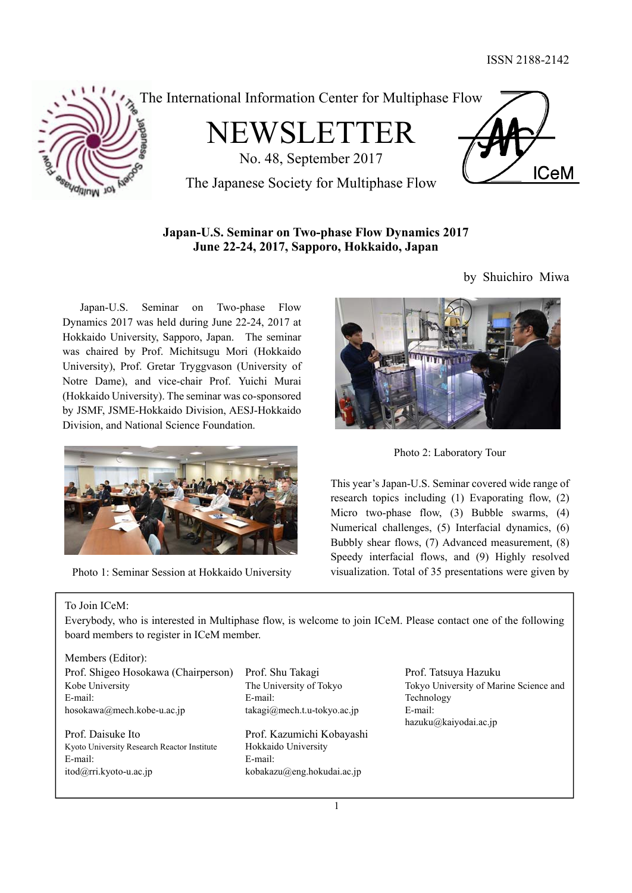ISSN 2188-2142

The International Information Center for Multiphase Flow

# NEWSLETTER

No. 48, September 2017

The Japanese Society for Multiphase Flow

## Japan-U.S. Seminar on Two-phase Flow Dynamics 2017
## June 22-24, 2017, Sapporo, Hokkaido, Japan

by Shuichiro Miwa

Japan-U.S. Seminar on Two-phase Flow Dynamics 2017 was held during June 22-24, 2017 at Hokkaido University, Sapporo, Japan. The seminar was chaired by Prof. Michitsugu Mori (Hokkaido University), Prof. Gretar Tryggvason (University of Notre Dame), and vice-chair Prof. Yuichi Murai (Hokkaido University). The seminar was co-sponsored by JSMF, JSME-Hokkaido Division, AESJ-Hokkaido Division, and National Science Foundation.

Photo 1: Seminar Session at Hokkaido University

Photo 2: Laboratory Tour

This year's Japan-U.S. Seminar covered wide range of research topics including (1) Evaporating flow, (2) Micro two-phase flow, (3) Bubble swarms, (4) Numerical challenges, (5) Interfacial dynamics, (6) Bubbly shear flows, (7) Advanced measurement, (8) Speedy interfacial flows, and (9) Highly resolved visualization. Total of 35 presentations were given by

---

To Join ICeM:
Everybody, who is interested in Multiphase flow, is welcome to join ICeM. Please contact one of the following board members to register in ICeM member.

Members (Editor):

Prof. Shigeo Hosokawa (Chairperson)
Kobe University
E-mail:
hosokawa@mech.kobe-u.ac.jp

Prof. Shu Takagi
The University of Tokyo
E-mail:
takagi@mech.t.u-tokyo.ac.jp

Prof. Tatsuya Hazuku
Tokyo University of Marine Science and Technology
E-mail:
hazuku@kaiyodai.ac.jp

Prof. Daisuke Ito
Kyoto University Research Reactor Institute
E-mail:
itod@rri.kyoto-u.ac.jp

Prof. Kazumichi Kobayashi
Hokkaido University
E-mail:
kobakazu@eng.hokudai.ac.jp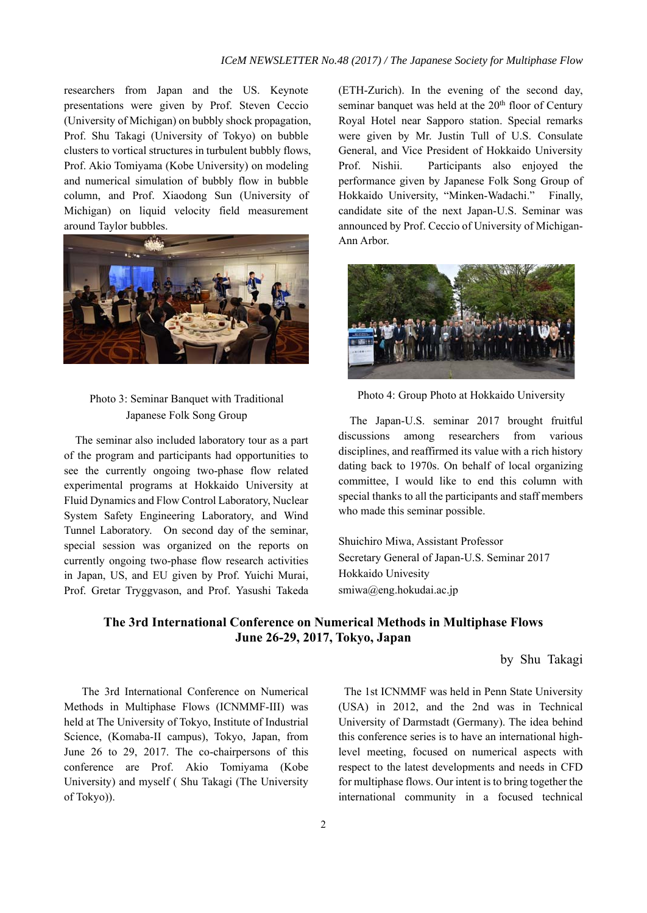researchers from Japan and the US. Keynote presentations were given by Prof. Steven Ceccio (University of Michigan) on bubbly shock propagation, Prof. Shu Takagi (University of Tokyo) on bubble clusters to vortical structures in turbulent bubbly flows, Prof. Akio Tomiyama (Kobe University) on modeling and numerical simulation of bubbly flow in bubble column, and Prof. Xiaodong Sun (University of Michigan) on liquid velocity field measurement around Taylor bubbles.

Photo 3: Seminar Banquet with Traditional Japanese Folk Song Group

The seminar also included laboratory tour as a part of the program and participants had opportunities to see the currently ongoing two-phase flow related experimental programs at Hokkaido University at Fluid Dynamics and Flow Control Laboratory, Nuclear System Safety Engineering Laboratory, and Wind Tunnel Laboratory. On second day of the seminar, special session was organized on the reports on currently ongoing two-phase flow research activities in Japan, US, and EU given by Prof. Yuichi Murai, Prof. Gretar Tryggvason, and Prof. Yasushi Takeda (ETH-Zurich). In the evening of the second day, seminar banquet was held at the 20th floor of Century Royal Hotel near Sapporo station. Special remarks were given by Mr. Justin Tull of U.S. Consulate General, and Vice President of Hokkaido University Prof. Nishii. Participants also enjoyed the performance given by Japanese Folk Song Group of Hokkaido University, "Minken-Wadachi." Finally, candidate site of the next Japan-U.S. Seminar was announced by Prof. Ceccio of University of Michigan-Ann Arbor.

Photo 4: Group Photo at Hokkaido University

The Japan-U.S. seminar 2017 brought fruitful discussions among researchers from various disciplines, and reaffirmed its value with a rich history dating back to 1970s. On behalf of local organizing committee, I would like to end this column with special thanks to all the participants and staff members who made this seminar possible.

Shuichiro Miwa, Assistant Professor
Secretary General of Japan-U.S. Seminar 2017
Hokkaido Univesity
smiwa@eng.hokudai.ac.jp

## The 3rd International Conference on Numerical Methods in Multiphase Flows June 26-29, 2017, Tokyo, Japan

by Shu Takagi

The 3rd International Conference on Numerical Methods in Multiphase Flows (ICNMMF-III) was held at The University of Tokyo, Institute of Industrial Science, (Komaba-II campus), Tokyo, Japan, from June 26 to 29, 2017. The co-chairpersons of this conference are Prof. Akio Tomiyama (Kobe University) and myself ( Shu Takagi (The University of Tokyo)).

The 1st ICNMMF was held in Penn State University (USA) in 2012, and the 2nd was in Technical University of Darmstadt (Germany). The idea behind this conference series is to have an international high-level meeting, focused on numerical aspects with respect to the latest developments and needs in CFD for multiphase flows. Our intent is to bring together the international community in a focused technical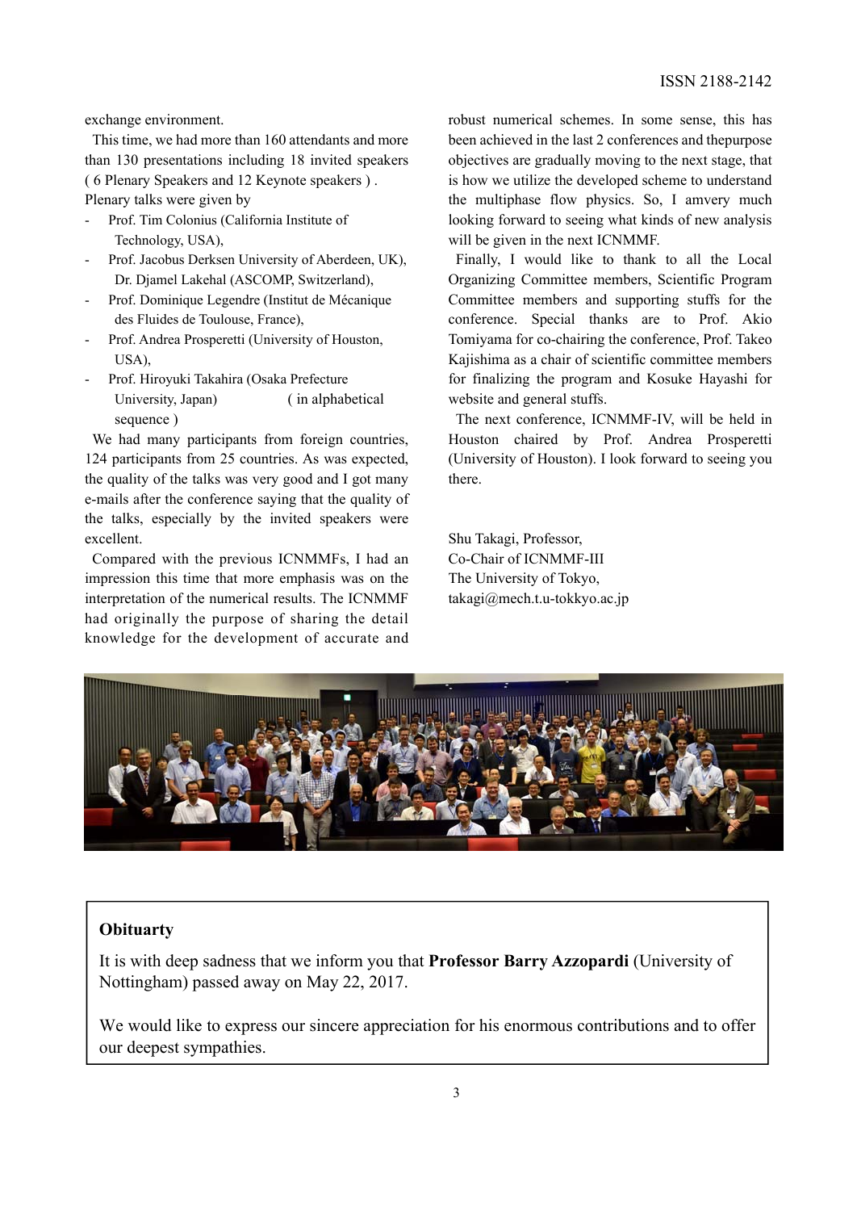exchange environment.

This time, we had more than 160 attendants and more than 130 presentations including 18 invited speakers ( 6 Plenary Speakers and 12 Keynote speakers ) . Plenary talks were given by

- Prof. Tim Colonius (California Institute of Technology, USA),
- Prof. Jacobus Derksen University of Aberdeen, UK), Dr. Djamel Lakehal (ASCOMP, Switzerland),
- Prof. Dominique Legendre (Institut de Mécanique des Fluides de Toulouse, France),
- Prof. Andrea Prosperetti (University of Houston, USA),
- Prof. Hiroyuki Takahira (Osaka Prefecture University, Japan) ( in alphabetical sequence )

We had many participants from foreign countries, 124 participants from 25 countries. As was expected, the quality of the talks was very good and I got many e-mails after the conference saying that the quality of the talks, especially by the invited speakers were excellent.

Compared with the previous ICNMMFs, I had an impression this time that more emphasis was on the interpretation of the numerical results. The ICNMMF had originally the purpose of sharing the detail knowledge for the development of accurate and robust numerical schemes. In some sense, this has been achieved in the last 2 conferences and thepurpose objectives are gradually moving to the next stage, that is how we utilize the developed scheme to understand the multiphase flow physics. So, I amvery much looking forward to seeing what kinds of new analysis will be given in the next ICNMMF.

Finally, I would like to thank to all the Local Organizing Committee members, Scientific Program Committee members and supporting stuffs for the conference. Special thanks are to Prof. Akio Tomiyama for co-chairing the conference, Prof. Takeo Kajishima as a chair of scientific committee members for finalizing the program and Kosuke Hayashi for website and general stuffs.

The next conference, ICNMMF-IV, will be held in Houston chaired by Prof. Andrea Prosperetti (University of Houston). I look forward to seeing you there.

Shu Takagi, Professor,
Co-Chair of ICNMMF-III
The University of Tokyo,
takagi@mech.t.u-tokkyo.ac.jp

**Obituarty**

It is with deep sadness that we inform you that **Professor Barry Azzopardi** (University of Nottingham) passed away on May 22, 2017.

We would like to express our sincere appreciation for his enormous contributions and to offer our deepest sympathies.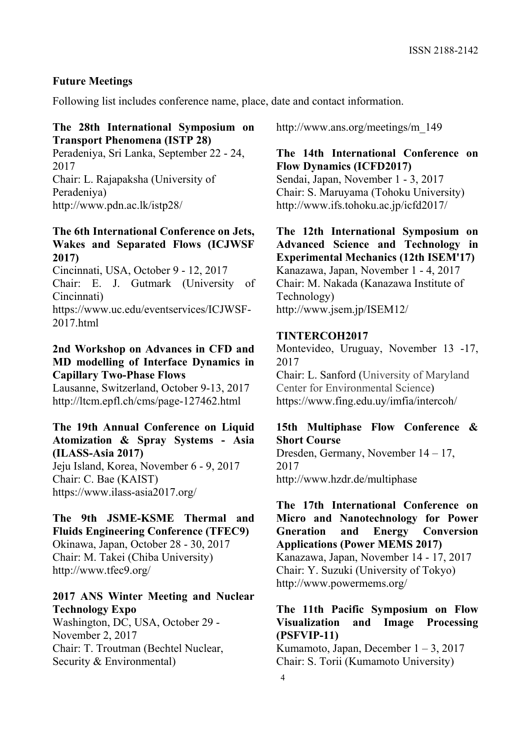## Future Meetings

Following list includes conference name, place, date and contact information.

**The 28th International Symposium on Transport Phenomena (ISTP 28)**
Peradeniya, Sri Lanka, September 22 - 24, 2017
Chair: L. Rajapaksha (University of Peradeniya)
http://www.pdn.ac.lk/istp28/

**The 6th International Conference on Jets, Wakes and Separated Flows (ICJWSF 2017)**
Cincinnati, USA, October 9 - 12, 2017
Chair: E. J. Gutmark (University of Cincinnati)
https://www.uc.edu/eventservices/ICJWSF-2017.html

**2nd Workshop on Advances in CFD and MD modelling of Interface Dynamics in Capillary Two-Phase Flows**
Lausanne, Switzerland, October 9-13, 2017
http://ltcm.epfl.ch/cms/page-127462.html

**The 19th Annual Conference on Liquid Atomization & Spray Systems - Asia (ILASS-Asia 2017)**
Jeju Island, Korea, November 6 - 9, 2017
Chair: C. Bae (KAIST)
https://www.ilass-asia2017.org/

**The 9th JSME-KSME Thermal and Fluids Engineering Conference (TFEC9)**
Okinawa, Japan, October 28 - 30, 2017
Chair: M. Takei (Chiba University)
http://www.tfec9.org/

**2017 ANS Winter Meeting and Nuclear Technology Expo**
Washington, DC, USA, October 29 - November 2, 2017
Chair: T. Troutman (Bechtel Nuclear, Security & Environmental)
http://www.ans.org/meetings/m_149

**The 14th International Conference on Flow Dynamics (ICFD2017)**
Sendai, Japan, November 1 - 3, 2017
Chair: S. Maruyama (Tohoku University)
http://www.ifs.tohoku.ac.jp/icfd2017/

**The 12th International Symposium on Advanced Science and Technology in Experimental Mechanics (12th ISEM'17)**
Kanazawa, Japan, November 1 - 4, 2017
Chair: M. Nakada (Kanazawa Institute of Technology)
http://www.jsem.jp/ISEM12/

**TINTERCOH2017**
Montevideo, Uruguay, November 13 -17, 2017
Chair: L. Sanford (University of Maryland Center for Environmental Science)
https://www.fing.edu.uy/imfia/intercoh/

**15th Multiphase Flow Conference & Short Course**
Dresden, Germany, November 14 – 17, 2017
http://www.hzdr.de/multiphase

**The 17th International Conference on Micro and Nanotechnology for Power Gneration and Energy Conversion Applications (Power MEMS 2017)**
Kanazawa, Japan, November 14 - 17, 2017
Chair: Y. Suzuki (University of Tokyo)
http://www.powermems.org/

**The 11th Pacific Symposium on Flow Visualization and Image Processing (PSFVIP-11)**
Kumamoto, Japan, December 1 – 3, 2017
Chair: S. Torii (Kumamoto University)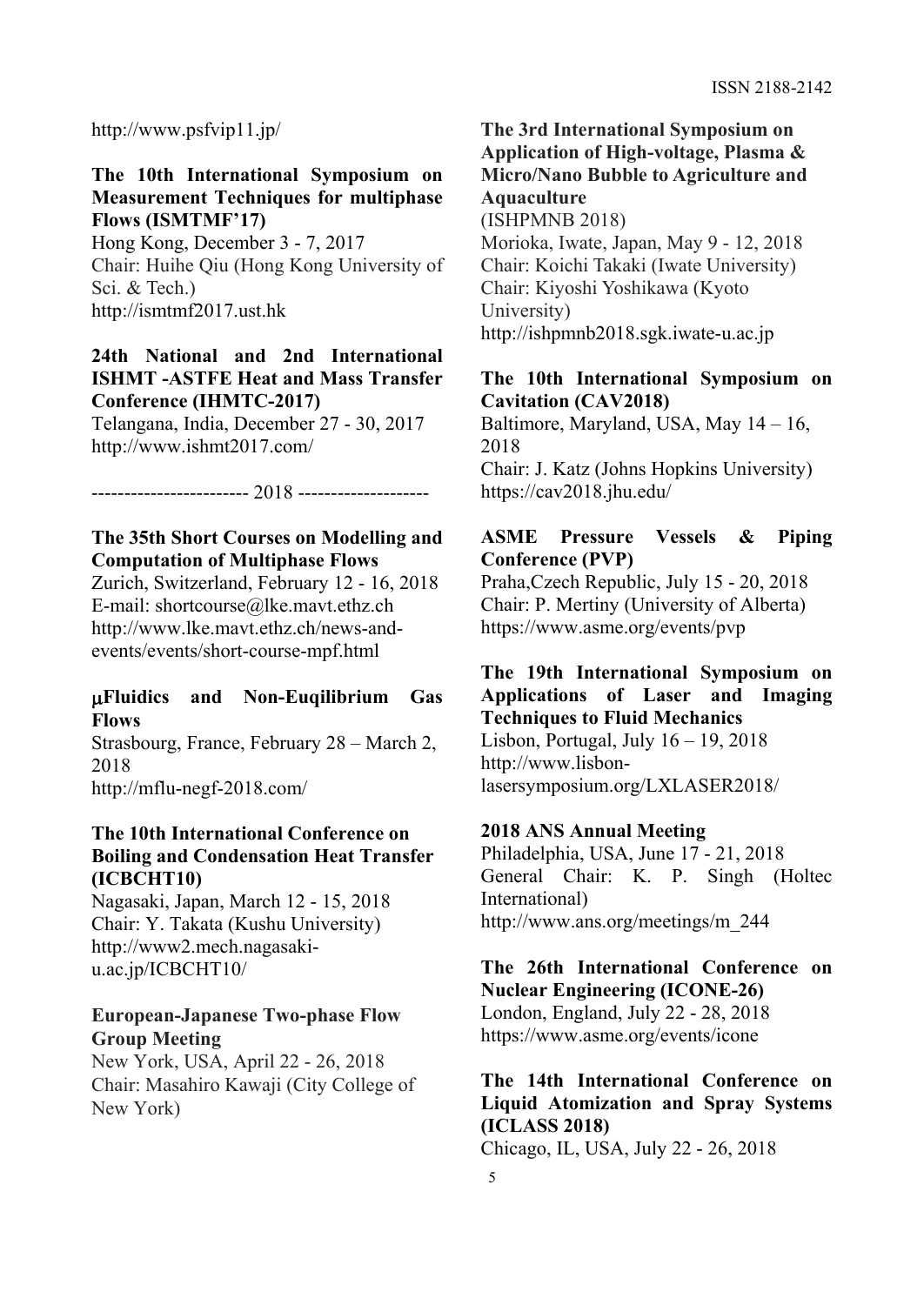http://www.psfvip11.jp/

**The 10th International Symposium on Measurement Techniques for multiphase Flows (ISMTMF'17)**
Hong Kong, December 3 - 7, 2017
Chair: Huihe Qiu (Hong Kong University of Sci. & Tech.)
http://ismtmf2017.ust.hk

**24th National and 2nd International ISHMT -ASTFE Heat and Mass Transfer Conference (IHMTC-2017)**
Telangana, India, December 27 - 30, 2017
http://www.ishmt2017.com/

------------------------ 2018 --------------------

**The 35th Short Courses on Modelling and Computation of Multiphase Flows**
Zurich, Switzerland, February 12 - 16, 2018
E-mail: shortcourse@lke.mavt.ethz.ch
http://www.lke.mavt.ethz.ch/news-and-events/events/short-course-mpf.html

**μFluidics and Non-Euqilibrium Gas Flows**
Strasbourg, France, February 28 – March 2, 2018
http://mflu-negf-2018.com/

**The 10th International Conference on Boiling and Condensation Heat Transfer (ICBCHT10)**
Nagasaki, Japan, March 12 - 15, 2018
Chair: Y. Takata (Kushu University)
http://www2.mech.nagasaki-u.ac.jp/ICBCHT10/

**European-Japanese Two-phase Flow Group Meeting**
New York, USA, April 22 - 26, 2018
Chair: Masahiro Kawaji (City College of New York)

**The 3rd International Symposium on Application of High-voltage, Plasma & Micro/Nano Bubble to Agriculture and Aquaculture**
(ISHPMNB 2018)
Morioka, Iwate, Japan, May 9 - 12, 2018
Chair: Koichi Takaki (Iwate University)
Chair: Kiyoshi Yoshikawa (Kyoto University)
http://ishpmnb2018.sgk.iwate-u.ac.jp

**The 10th International Symposium on Cavitation (CAV2018)**
Baltimore, Maryland, USA, May 14 – 16, 2018
Chair: J. Katz (Johns Hopkins University)
https://cav2018.jhu.edu/

**ASME Pressure Vessels & Piping Conference (PVP)**
Praha,Czech Republic, July 15 - 20, 2018
Chair: P. Mertiny (University of Alberta)
https://www.asme.org/events/pvp

**The 19th International Symposium on Applications of Laser and Imaging Techniques to Fluid Mechanics**
Lisbon, Portugal, July 16 – 19, 2018
http://www.lisbon-lasersymposium.org/LXLASER2018/

**2018 ANS Annual Meeting**
Philadelphia, USA, June 17 - 21, 2018
General Chair: K. P. Singh (Holtec International)
http://www.ans.org/meetings/m_244

**The 26th International Conference on Nuclear Engineering (ICONE-26)**
London, England, July 22 - 28, 2018
https://www.asme.org/events/icone

**The 14th International Conference on Liquid Atomization and Spray Systems (ICLASS 2018)**
Chicago, IL, USA, July 22 - 26, 2018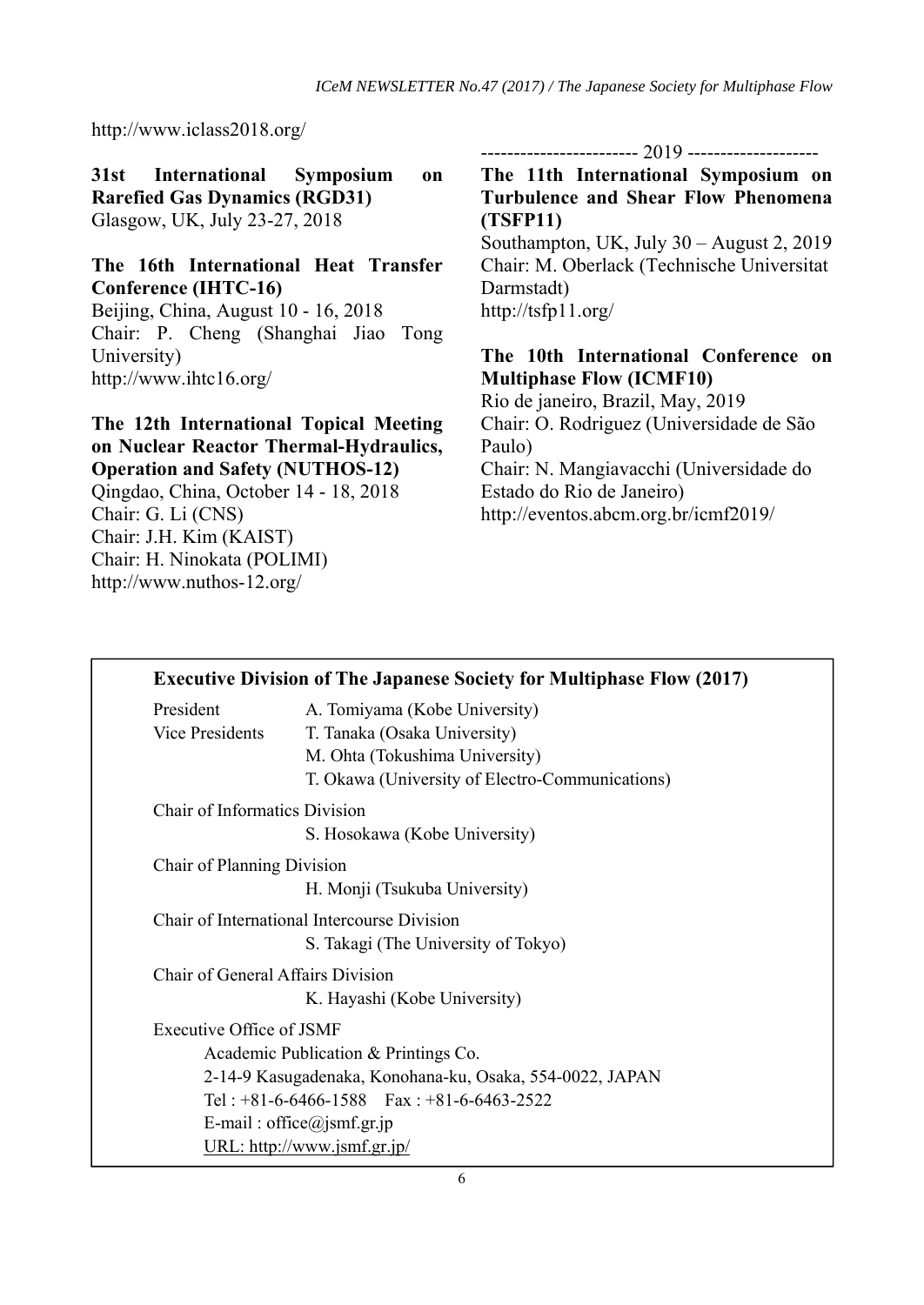http://www.iclass2018.org/

**31st International Symposium on Rarefied Gas Dynamics (RGD31)**
Glasgow, UK, July 23-27, 2018

**The 16th International Heat Transfer Conference (IHTC-16)**
Beijing, China, August 10 - 16, 2018
Chair: P. Cheng (Shanghai Jiao Tong University)
http://www.ihtc16.org/

**The 12th International Topical Meeting on Nuclear Reactor Thermal-Hydraulics, Operation and Safety (NUTHOS-12)**
Qingdao, China, October 14 - 18, 2018
Chair: G. Li (CNS)
Chair: J.H. Kim (KAIST)
Chair: H. Ninokata (POLIMI)
http://www.nuthos-12.org/

------------------------ 2019 --------------------

**The 11th International Symposium on Turbulence and Shear Flow Phenomena (TSFP11)**
Southampton, UK, July 30 – August 2, 2019
Chair: M. Oberlack (Technische Universitat Darmstadt)
http://tsfp11.org/

**The 10th International Conference on Multiphase Flow (ICMF10)**
Rio de janeiro, Brazil, May, 2019
Chair: O. Rodriguez (Universidade de São Paulo)
Chair: N. Mangiavacchi (Universidade do Estado do Rio de Janeiro)
http://eventos.abcm.org.br/icmf2019/

**Executive Division of The Japanese Society for Multiphase Flow (2017)**

President: A. Tomiyama (Kobe University)
Vice Presidents: T. Tanaka (Osaka University)
M. Ohta (Tokushima University)
T. Okawa (University of Electro-Communications)

Chair of Informatics Division
S. Hosokawa (Kobe University)

Chair of Planning Division
H. Monji (Tsukuba University)

Chair of International Intercourse Division
S. Takagi (The University of Tokyo)

Chair of General Affairs Division
K. Hayashi (Kobe University)

Executive Office of JSMF
Academic Publication & Printings Co.
2-14-9 Kasugadenaka, Konohana-ku, Osaka, 554-0022, JAPAN
Tel : +81-6-6466-1588 Fax : +81-6-6463-2522
E-mail : office@jsmf.gr.jp
URL: http://www.jsmf.gr.jp/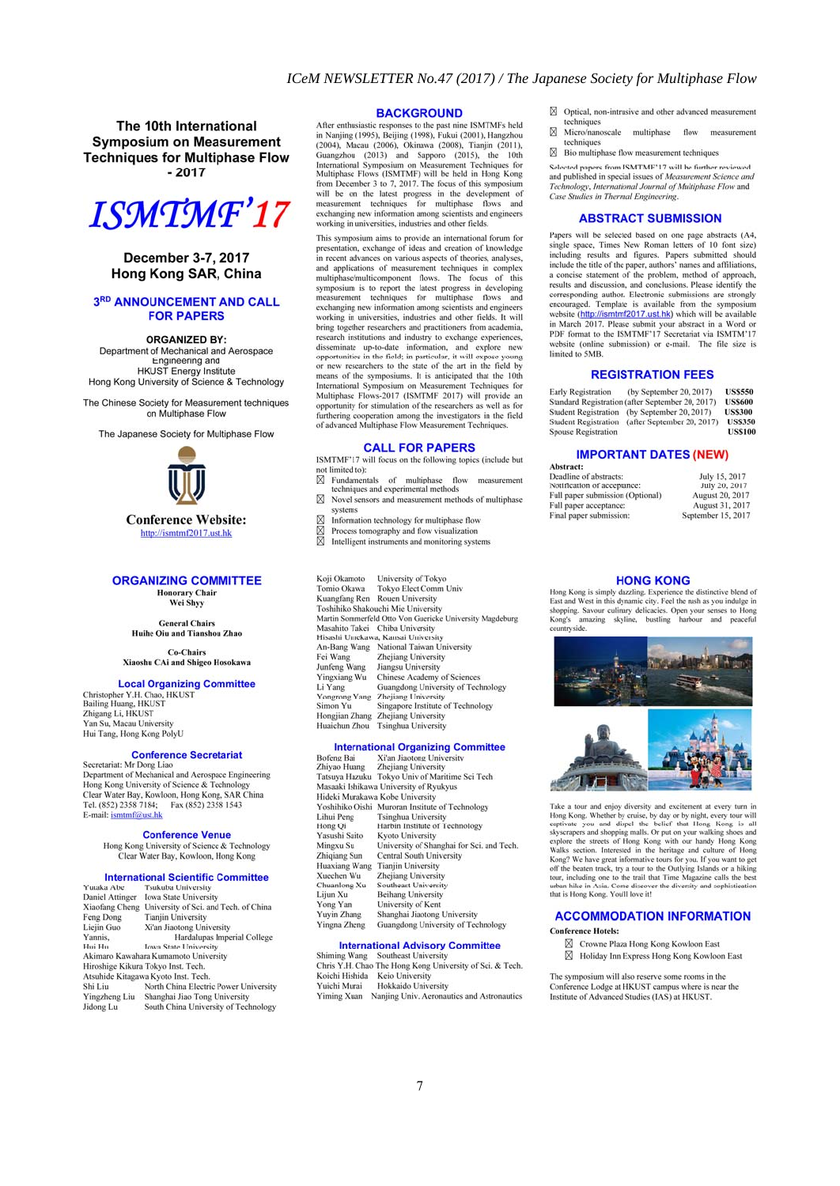# The 10th International Symposium on Measurement Techniques for Multiphase Flow - 2017

# ISMTMF'17

**December 3-7, 2017**
**Hong Kong SAR, China**

## 3RD ANNOUNCEMENT AND CALL FOR PAPERS

**ORGANIZED BY:**
Department of Mechanical and Aerospace Engineering and HKUST Energy Institute
Hong Kong University of Science & Technology

The Chinese Society for Measurement techniques on Multiphase Flow

The Japanese Society for Multiphase Flow

**Conference Website:**
http://ismtmf2017.ust.hk

## BACKGROUND

After enthusiastic responses to the past nine ISMTMFs held in Nanjing (1995), Beijing (1998), Fukui (2001), Hangzhou (2004), Macau (2006), Okinawa (2008), Tianjin (2011), Guangzhou (2013) and Sapporo (2015), the 10th International Symposium on Measurement Techniques for Multiphase Flows (ISMTMF) will be held in Hong Kong from December 3 to 7, 2017. The focus of this symposium will be on the latest progress in the development of measurement techniques for multiphase flows and exchanging new information among scientists and engineers working in universities, industries and other fields.

This symposium aims to provide an international forum for presentation, exchange of ideas and creation of knowledge in recent advances on various aspects of theories, analyses, and applications of measurement techniques in complex multiphase/multicomponent flows. The focus of this symposium is to report the latest progress in developing measurement techniques for multiphase flows and exchanging new information among scientists and engineers working in universities, industries and other fields. It will bring together researchers and practitioners from academia, research institutions and industry to exchange experiences, disseminate up-to-date information, and explore new opportunities in the field; in particular, it will expose young or new researchers to the state of the art in the field by means of the symposiums. It is anticipated that the 10th International Symposium on Measurement Techniques for Multiphase Flows-2017 (ISMTMF 2017) will provide an opportunity for stimulation of the researchers as well as for furthering cooperation among the investigators in the field of advanced Multiphase Flow Measurement Techniques.

## CALL FOR PAPERS

ISMTMF'17 will focus on the following topics (include but not limited to):

- Fundamentals of multiphase flow measurement techniques and experimental methods
- Novel sensors and measurement methods of multiphase systems
- Information technology for multiphase flow
- Process tomography and flow visualization
- Intelligent instruments and monitoring systems
- Optical, non-intrusive and other advanced measurement techniques
- Micro/nanoscale multiphase flow measurement techniques
- Bio multiphase flow measurement techniques

Selected papers from ISMTMF'17 will be further reviewed and published in special issues of *Measurement Science and Technology*, *International Journal of Multiphase Flow* and *Case Studies in Thermal Engineering*.

## ABSTRACT SUBMISSION

Papers will be selected based on one page abstracts (A4, single space, Times New Roman letters of 10 font size) including results and figures. Papers submitted should include the title of the paper, authors' names and affiliations, a concise statement of the problem, method of approach, results and discussion, and conclusions. Please identify the corresponding author. Electronic submissions are strongly encouraged. Template is available from the symposium website (http://ismtmf2017.ust.hk) which will be available in March 2017. Please submit your abstract in a Word or PDF format to the ISMTMF'17 Secretariat via ISMTM'17 website (online submission) or e-mail. The file size is limited to 5MB.

## REGISTRATION FEES

| | | |
|---|---|---|
| Early Registration | (by September 20, 2017) | US$550 |
| Standard Registration | (after September 20, 2017) | US$600 |
| Student Registration | (by September 20, 2017) | US$300 |
| Student Registration | (after September 20, 2017) | US$350 |
| Spouse Registration | | US$100 |

## IMPORTANT DATES (NEW)

**Abstract:**

| | |
|---|---|
| Deadline of abstracts: | July 15, 2017 |
| Notification of acceptance: | July 20, 2017 |
| Full paper submission (Optional) | August 20, 2017 |
| Full paper acceptance: | August 31, 2017 |
| Final paper submission: | September 15, 2017 |

## ORGANIZING COMMITTEE

**Honorary Chair**
Wei Shyy

**General Chairs**
Huihe Qiu and Tianshou Zhao

**Co-Chairs**
Xiaoshu CAi and Shigeo Hosokawa

### Local Organizing Committee

Christopher Y.H. Chao, HKUST
Bailing Huang, HKUST
Zhigang Li, HKUST
Yan Su, Macau University
Hui Tang, Hong Kong PolyU

### Conference Secretariat

Secretariat: Mr Dong Liao
Department of Mechanical and Aerospace Engineering
Hong Kong University of Science & Technology
Clear Water Bay, Kowloon, Hong Kong, SAR China
Tel. (852) 2358 7184; Fax (852) 2358 1543
E-mail: ismtmf@ust.hk

### Conference Venue

Hong Kong University of Science & Technology
Clear Water Bay, Kowloon, Hong Kong

### International Scientific Committee

Yutaka Abe Tsukuba University
Daniel Attinger Iowa State University
Xiaofang Cheng University of Sci. and Tech. of China
Feng Dong Tianjin University
Liejin Guo Xi'an Jiaotong University
Yannis, Hardalupas Imperial College
Hui Hu Iowa State University
Akimaro Kawahara Kumamoto University
Hiroshige Kikura Tokyo Inst. Tech.
Atsuhide Kitagawa Kyoto Inst. Tech.
Shi Liu North China Electric Power University
Yingzheng Liu Shanghai Jiao Tong University
Jidong Lu South China University of Technology
Koji Okamoto University of Tokyo
Tomio Okawa Tokyo Elect Comm Univ
Kuangfang Ren Rouen University
Toshihiko Shakouchi Mie University
Martin Sommerfeld Otto Von Guericke University Magdeburg
Masahito Takei Chiba University
Hisashi Umekawa, Kansai University
An-Bang Wang National Taiwan University
Fei Wang Zhejiang University
Junfeng Wang Jiangsu University
Yingxiang Wu Chinese Academy of Sciences
Li Yang Guangdong University of Technology
Yongrong Yang Zhejiang University
Simon Yu Singapore Institute of Technology
Hongjian Zhang Zhejiang University
Huaichun Zhou Tsinghua University

### International Organizing Committee

Bofeng Bai Xi'an Jiaotong University
Zhiyao Huang Zhejiang University
Tatsuya Hazuku Tokyo Univ of Maritime Sci Tech
Masaaki Ishikawa University of Ryukyus
Hideki Murakawa Kobe University
Yoshihiko Oishi Muroran Institute of Technology
Lihui Peng Tsinghua University
Hong Qi Harbin Institute of Technology
Yasushi Saito Kyoto University
Mingxu Su University of Shanghai for Sci. and Tech.
Zhiqiang Sun Central South University
Huaxiang Wang Tianjin University
Xuechen Wu Zhejiang University
Chuanlong Xu Southeast University
Lijun Xu Beihang University
Yong Yan University of Kent
Yuyin Zhang Shanghai Jiaotong University
Yingna Zheng Guangdong University of Technology

### International Advisory Committee

Shiming Wang Southeast University
Chris Y.H. Chao The Hong Kong University of Sci. & Tech.
Koichi Hishida Keio University
Yuichi Murai Hokkaido University
Yiming Xuan Nanjing Univ. Aeronautics and Astronautics

## HONG KONG

Hong Kong is simply dazzling. Experience the distinctive blend of East and West in this dynamic city. Feel the rush as you indulge in shopping. Savour culinary delicacies. Open your senses to Hong Kong's amazing skyline, bustling harbour and peaceful countryside.

Take a tour and enjoy diversity and excitement at every turn in Hong Kong. Whether by cruise, by day or by night, every tour will captivate you and dispel the belief that Hong Kong is all skyscrapers and shopping malls. Or put on your walking shoes and explore the streets of Hong Kong with our handy Hong Kong Walks section. Interested in the heritage and culture of Hong Kong? We have great informative tours for you. If you want to get off the beaten track, try a tour to the Outlying Islands or a hiking tour, including one to the trail that Time Magazine calls the best urban hike in Asia. Come discover the diversity and sophistication that is Hong Kong. You'll love it!

## ACCOMMODATION INFORMATION

**Conference Hotels:**

- Crowne Plaza Hong Kong Kowloon East
- Holiday Inn Express Hong Kong Kowloon East

The symposium will also reserve some rooms in the Conference Lodge at HKUST campus where is near the Institute of Advanced Studies (IAS) at HKUST.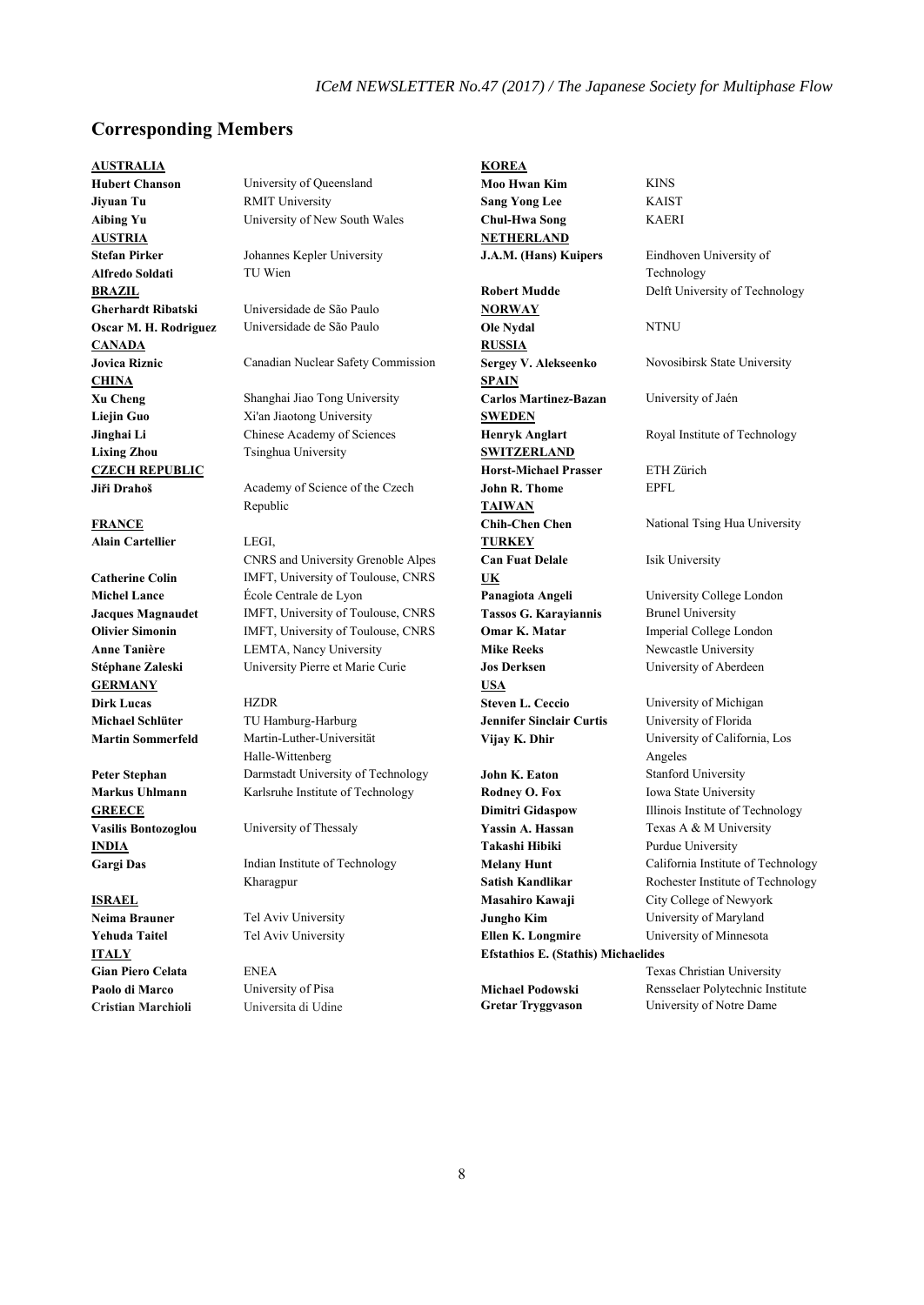## Corresponding Members

**AUSTRALIA**

**Hubert Chanson** University of Queensland
**Jiyuan Tu** RMIT University
**Aibing Yu** University of New South Wales

**AUSTRIA**

**Stefan Pirker** Johannes Kepler University
**Alfredo Soldati** TU Wien

**BRAZIL**

**Gherhardt Ribatski** Universidade de São Paulo
**Oscar M. H. Rodriguez** Universidade de São Paulo

**CANADA**

**Jovica Riznic** Canadian Nuclear Safety Commission

**CHINA**

**Xu Cheng** Shanghai Jiao Tong University
**Liejin Guo** Xi'an Jiaotong University
**Jinghai Li** Chinese Academy of Sciences
**Lixing Zhou** Tsinghua University

**CZECH REPUBLIC**

**Jiři Drahoš** Academy of Science of the Czech Republic

**FRANCE**

**Alain Cartellier** LEGI, CNRS and University Grenoble Alpes
**Catherine Colin** IMFT, University of Toulouse, CNRS
**Michel Lance** École Centrale de Lyon
**Jacques Magnaudet** IMFT, University of Toulouse, CNRS
**Olivier Simonin** IMFT, University of Toulouse, CNRS
**Anne Tanière** LEMTA, Nancy University
**Stéphane Zaleski** University Pierre et Marie Curie

**GERMANY**

**Dirk Lucas** HZDR
**Michael Schlüter** TU Hamburg-Harburg
**Martin Sommerfeld** Martin-Luther-Universität Halle-Wittenberg
**Peter Stephan** Darmstadt University of Technology
**Markus Uhlmann** Karlsruhe Institute of Technology

**GREECE**

**Vasilis Bontozoglou** University of Thessaly

**INDIA**

**Gargi Das** Indian Institute of Technology Kharagpur

**ISRAEL**

**Neima Brauner** Tel Aviv University
**Yehuda Taitel** Tel Aviv University

**ITALY**

**Gian Piero Celata** ENEA
**Paolo di Marco** University of Pisa
**Cristian Marchioli** Universita di Udine

**KOREA**

**Moo Hwan Kim** KINS
**Sang Yong Lee** KAIST
**Chul-Hwa Song** KAERI

**NETHERLAND**

**J.A.M. (Hans) Kuipers** Eindhoven University of Technology
**Robert Mudde** Delft University of Technology

**NORWAY**

**Ole Nydal** NTNU

**RUSSIA**

**Sergey V. Alekseenko** Novosibirsk State University

**SPAIN**

**Carlos Martinez-Bazan** University of Jaén

**SWEDEN**

**Henryk Anglart** Royal Institute of Technology

**SWITZERLAND**

**Horst-Michael Prasser** ETH Zürich
**John R. Thome** EPFL

**TAIWAN**

**Chih-Chen Chen** National Tsing Hua University

**TURKEY**

**Can Fuat Delale** Isik University

**UK**

**Panagiota Angeli** University College London
**Tassos G. Karayiannis** Brunel University
**Omar K. Matar** Imperial College London
**Mike Reeks** Newcastle University
**Jos Derksen** University of Aberdeen

**USA**

**Steven L. Ceccio** University of Michigan
**Jennifer Sinclair Curtis** University of Florida
**Vijay K. Dhir** University of California, Los Angeles
**John K. Eaton** Stanford University
**Rodney O. Fox** Iowa State University
**Dimitri Gidaspow** Illinois Institute of Technology
**Yassin A. Hassan** Texas A & M University
**Takashi Hibiki** Purdue University
**Melany Hunt** California Institute of Technology
**Satish Kandlikar** Rochester Institute of Technology
**Masahiro Kawaji** City College of Newyork
**Jungho Kim** University of Maryland
**Ellen K. Longmire** University of Minnesota
**Efstathios E. (Stathis) Michaelides** Texas Christian University
**Michael Podowski** Rensselaer Polytechnic Institute
**Gretar Tryggvason** University of Notre Dame